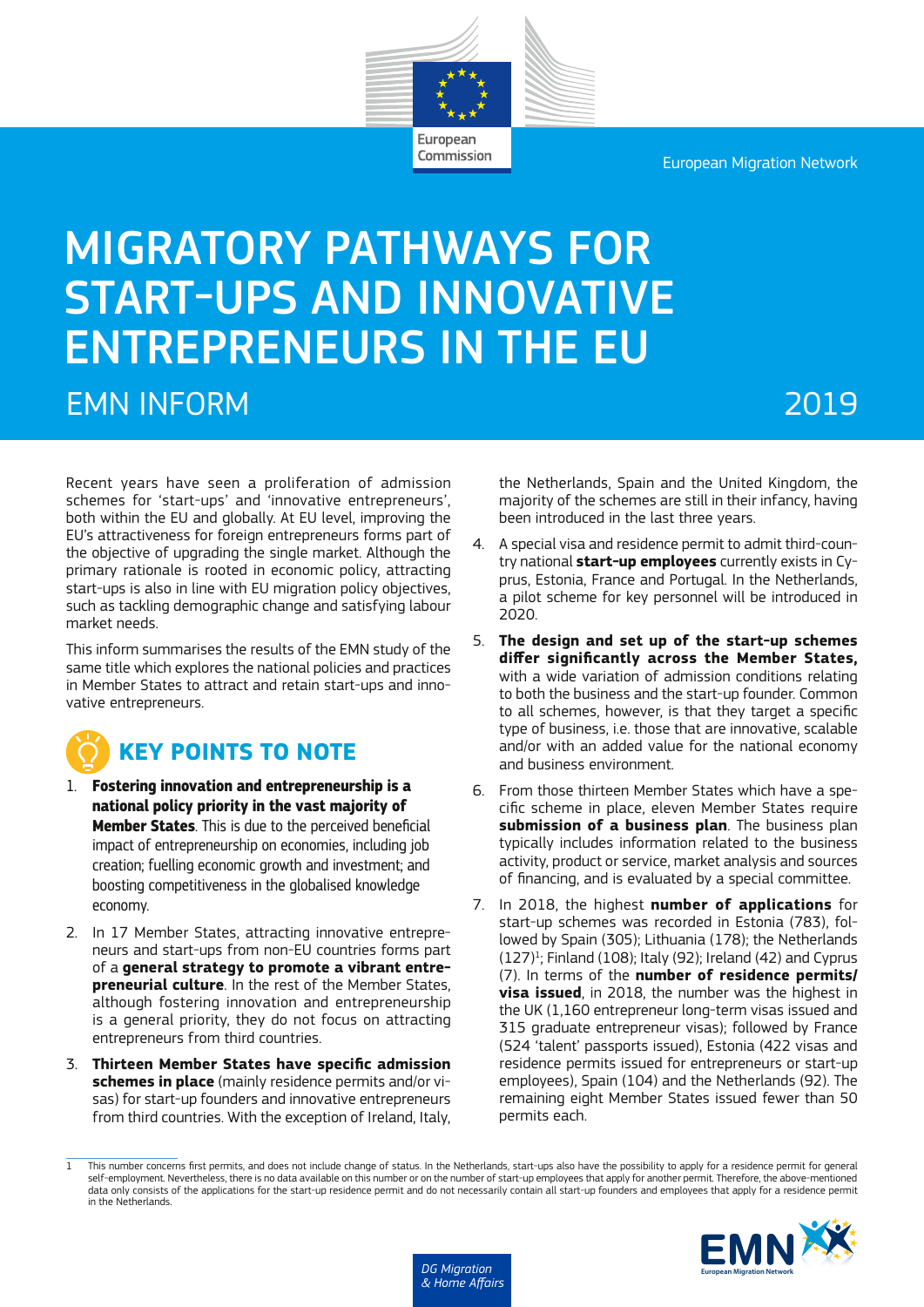European Commission

European Migration Network

# MIGRATORY PATHWAYS FOR START-UPS AND INNOVATIVE ENTREPRENEURS IN THE EU

## EMN INFORM

2019

Recent years have seen a proliferation of admission schemes for 'start-ups' and 'innovative entrepreneurs', both within the EU and globally. At EU level, improving the EU's attractiveness for foreign entrepreneurs forms part of the objective of upgrading the single market. Although the primary rationale is rooted in economic policy, attracting start-ups is also in line with EU migration policy objectives, such as tackling demographic change and satisfying labour market needs.

This inform summarises the results of the EMN study of the same title which explores the national policies and practices in Member States to attract and retain start-ups and innovative entrepreneurs.

## KEY POINTS TO NOTE

1. **Fostering innovation and entrepreneurship is a national policy priority in the vast majority of Member States**. This is due to the perceived beneficial impact of entrepreneurship on economies, including job creation; fuelling economic growth and investment; and boosting competitiveness in the globalised knowledge economy.
2. In 17 Member States, attracting innovative entrepreneurs and start-ups from non-EU countries forms part of a **general strategy to promote a vibrant entrepreneurial culture**. In the rest of the Member States, although fostering innovation and entrepreneurship is a general priority, they do not focus on attracting entrepreneurs from third countries.
3. **Thirteen Member States have specific admission schemes in place** (mainly residence permits and/or visas) for start-up founders and innovative entrepreneurs from third countries. With the exception of Ireland, Italy, the Netherlands, Spain and the United Kingdom, the majority of the schemes are still in their infancy, having been introduced in the last three years.
4. A special visa and residence permit to admit third-country national **start-up employees** currently exists in Cyprus, Estonia, France and Portugal. In the Netherlands, a pilot scheme for key personnel will be introduced in 2020.
5. **The design and set up of the start-up schemes differ significantly across the Member States,** with a wide variation of admission conditions relating to both the business and the start-up founder. Common to all schemes, however, is that they target a specific type of business, i.e. those that are innovative, scalable and/or with an added value for the national economy and business environment.
6. From those thirteen Member States which have a specific scheme in place, eleven Member States require **submission of a business plan**. The business plan typically includes information related to the business activity, product or service, market analysis and sources of financing, and is evaluated by a special committee.
7. In 2018, the highest **number of applications** for start-up schemes was recorded in Estonia (783), followed by Spain (305); Lithuania (178); the Netherlands (127)[1]; Finland (108); Italy (92); Ireland (42) and Cyprus (7). In terms of the **number of residence permits/ visa issued**, in 2018, the number was the highest in the UK (1,160 entrepreneur long-term visas issued and 315 graduate entrepreneur visas); followed by France (524 'talent' passports issued), Estonia (422 visas and residence permits issued for entrepreneurs or start-up employees), Spain (104) and the Netherlands (92). The remaining eight Member States issued fewer than 50 permits each.

---

1 This number concerns first permits, and does not include change of status. In the Netherlands, start-ups also have the possibility to apply for a residence permit for general self-employment. Nevertheless, there is no data available on this number or on the number of start-up employees that apply for another permit. Therefore, the above-mentioned data only consists of the applications for the start-up residence permit and do not necessarily contain all start-up founders and employees that apply for a residence permit in the Netherlands.

DG Migration & Home Affairs

EMN European Migration Network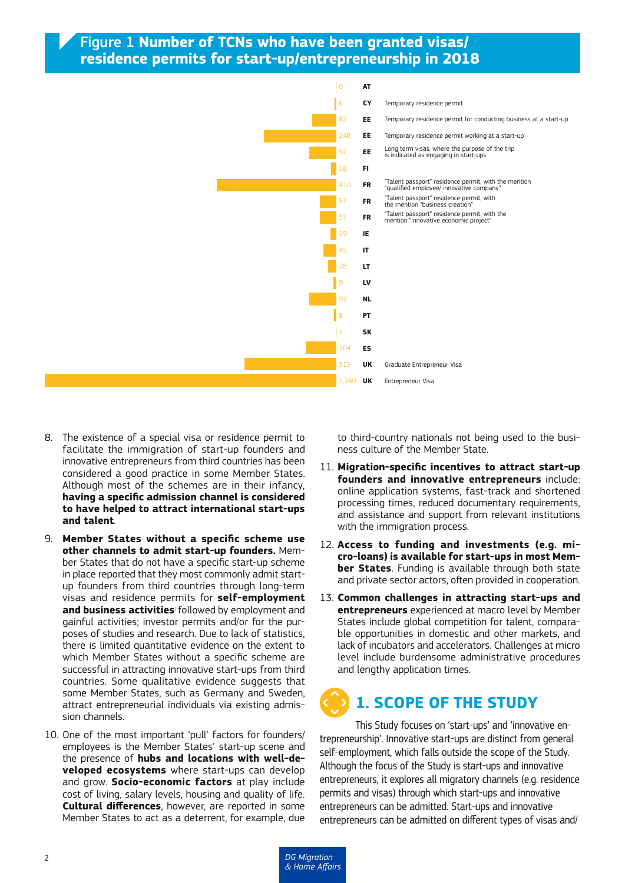## Figure 1 **Number of TCNs who have been granted visas/ residence permits for start-up/entrepreneurship in 2018**

| Number | Country | Type |
|---|---|---|
| 0 | AT | |
| 6 | CY | Temporary residence permit |
| 82 | EE | Temporary residence permit for conducting business at a start-up |
| 248 | EE | Temporary residence permit working at a start-up |
| 92 | EE | Long term visas, where the purpose of the trip is indicated as engaging in start-ups |
| 18 | FI | |
| 410 | FR | "Talent passport" residence permit, with the mention "qualified employee/ innovative company" |
| 57 | FR | "Talent passport" residence permit, with the mention "business creation" |
| 57 | FR | "Talent passport" residence permit, with the mention "innovative economic project" |
| 19 | IE | |
| 45 | IT | |
| 28 | LT | |
| 9 | LV | |
| 92 | NL | |
| 8 | PT | |
| 1 | SK | |
| 104 | ES | |
| 315 | UK | Graduate Entrepreneur Visa |
| 1,160 | UK | Entrepreneur Visa |

8. The existence of a special visa or residence permit to facilitate the immigration of start-up founders and innovative entrepreneurs from third countries has been considered a good practice in some Member States. Although most of the schemes are in their infancy, **having a specific admission channel is considered to have helped to attract international start-ups and talent**.

9. **Member States without a specific scheme use other channels to admit start-up founders.** Member States that do not have a specific start-up scheme in place reported that they most commonly admit start-up founders from third countries through long-term visas and residence permits for **self-employment and business activities**, followed by employment and gainful activities; investor permits and/or for the purposes of studies and research. Due to lack of statistics, there is limited quantitative evidence on the extent to which Member States without a specific scheme are successful in attracting innovative start-ups from third countries. Some qualitative evidence suggests that some Member States, such as Germany and Sweden, attract entrepreneurial individuals via existing admission channels.

10. One of the most important 'pull' factors for founders/ employees is the Member States' start-up scene and the presence of **hubs and locations with well-developed ecosystems** where start-ups can develop and grow. **Socio-economic factors** at play include cost of living, salary levels, housing and quality of life. **Cultural differences**, however, are reported in some Member States to act as a deterrent, for example, due to third-country nationals not being used to the business culture of the Member State.

11. **Migration-specific incentives to attract start-up founders and innovative entrepreneurs** include: online application systems, fast-track and shortened processing times, reduced documentary requirements, and assistance and support from relevant institutions with the immigration process.

12. **Access to funding and investments (e.g. micro-loans) is available for start-ups in most Member States**. Funding is available through both state and private sector actors, often provided in cooperation.

13. **Common challenges in attracting start-ups and entrepreneurs** experienced at macro level by Member States include global competition for talent, comparable opportunities in domestic and other markets, and lack of incubators and accelerators. Challenges at micro level include burdensome administrative procedures and lengthy application times.

# 1. SCOPE OF THE STUDY

This Study focuses on 'start-ups' and 'innovative entrepreneurship'. Innovative start-ups are distinct from general self-employment, which falls outside the scope of the Study. Although the focus of the Study is start-ups and innovative entrepreneurs, it explores all migratory channels (e.g. residence permits and visas) through which start-ups and innovative entrepreneurs can be admitted. Start-ups and innovative entrepreneurs can be admitted on different types of visas and/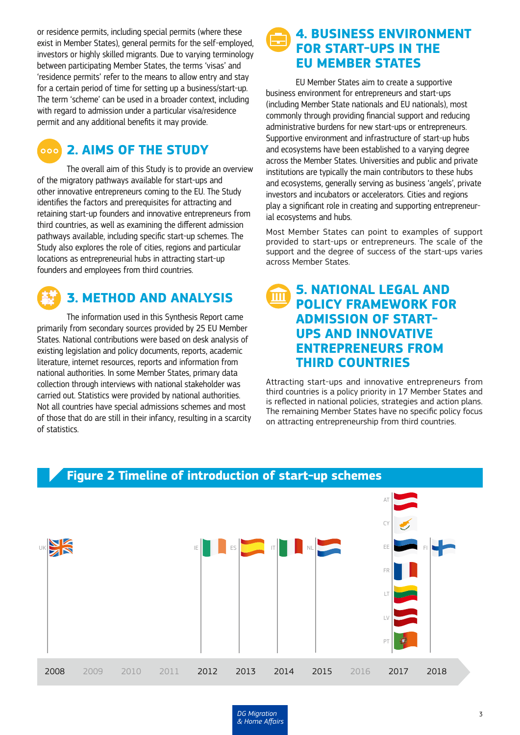or residence permits, including special permits (where these exist in Member States), general permits for the self-employed, investors or highly skilled migrants. Due to varying terminology between participating Member States, the terms 'visas' and 'residence permits' refer to the means to allow entry and stay for a certain period of time for setting up a business/start-up. The term 'scheme' can be used in a broader context, including with regard to admission under a particular visa/residence permit and any additional benefits it may provide.

## 2. AIMS OF THE STUDY

The overall aim of this Study is to provide an overview of the migratory pathways available for start-ups and other innovative entrepreneurs coming to the EU. The Study identifies the factors and prerequisites for attracting and retaining start-up founders and innovative entrepreneurs from third countries, as well as examining the different admission pathways available, including specific start-up schemes. The Study also explores the role of cities, regions and particular locations as entrepreneurial hubs in attracting start-up founders and employees from third countries.

## 3. METHOD AND ANALYSIS

The information used in this Synthesis Report came primarily from secondary sources provided by 25 EU Member States. National contributions were based on desk analysis of existing legislation and policy documents, reports, academic literature, internet resources, reports and information from national authorities. In some Member States, primary data collection through interviews with national stakeholder was carried out. Statistics were provided by national authorities. Not all countries have special admissions schemes and most of those that do are still in their infancy, resulting in a scarcity of statistics.

## 4. BUSINESS ENVIRONMENT FOR START-UPS IN THE EU MEMBER STATES

EU Member States aim to create a supportive business environment for entrepreneurs and start-ups (including Member State nationals and EU nationals), most commonly through providing financial support and reducing administrative burdens for new start-ups or entrepreneurs. Supportive environment and infrastructure of start-up hubs and ecosystems have been established to a varying degree across the Member States. Universities and public and private institutions are typically the main contributors to these hubs and ecosystems, generally serving as business 'angels', private investors and incubators or accelerators. Cities and regions play a significant role in creating and supporting entrepreneurial ecosystems and hubs.

Most Member States can point to examples of support provided to start-ups or entrepreneurs. The scale of the support and the degree of success of the start-ups varies across Member States.

## 5. NATIONAL LEGAL AND POLICY FRAMEWORK FOR ADMISSION OF START-UPS AND INNOVATIVE ENTREPRENEURS FROM THIRD COUNTRIES

Attracting start-ups and innovative entrepreneurs from third countries is a policy priority in 17 Member States and is reflected in national policies, strategies and action plans. The remaining Member States have no specific policy focus on attracting entrepreneurship from third countries.

**Figure 2 Timeline of introduction of start-up schemes**

| Year | Member States |
|---|---|
| 2008 | UK |
| 2009 | |
| 2010 | |
| 2011 | |
| 2012 | IE |
| 2013 | ES |
| 2014 | IT |
| 2015 | NL |
| 2016 | |
| 2017 | AT, CY, EE, FR, LT, LV, PT |
| 2018 | FI |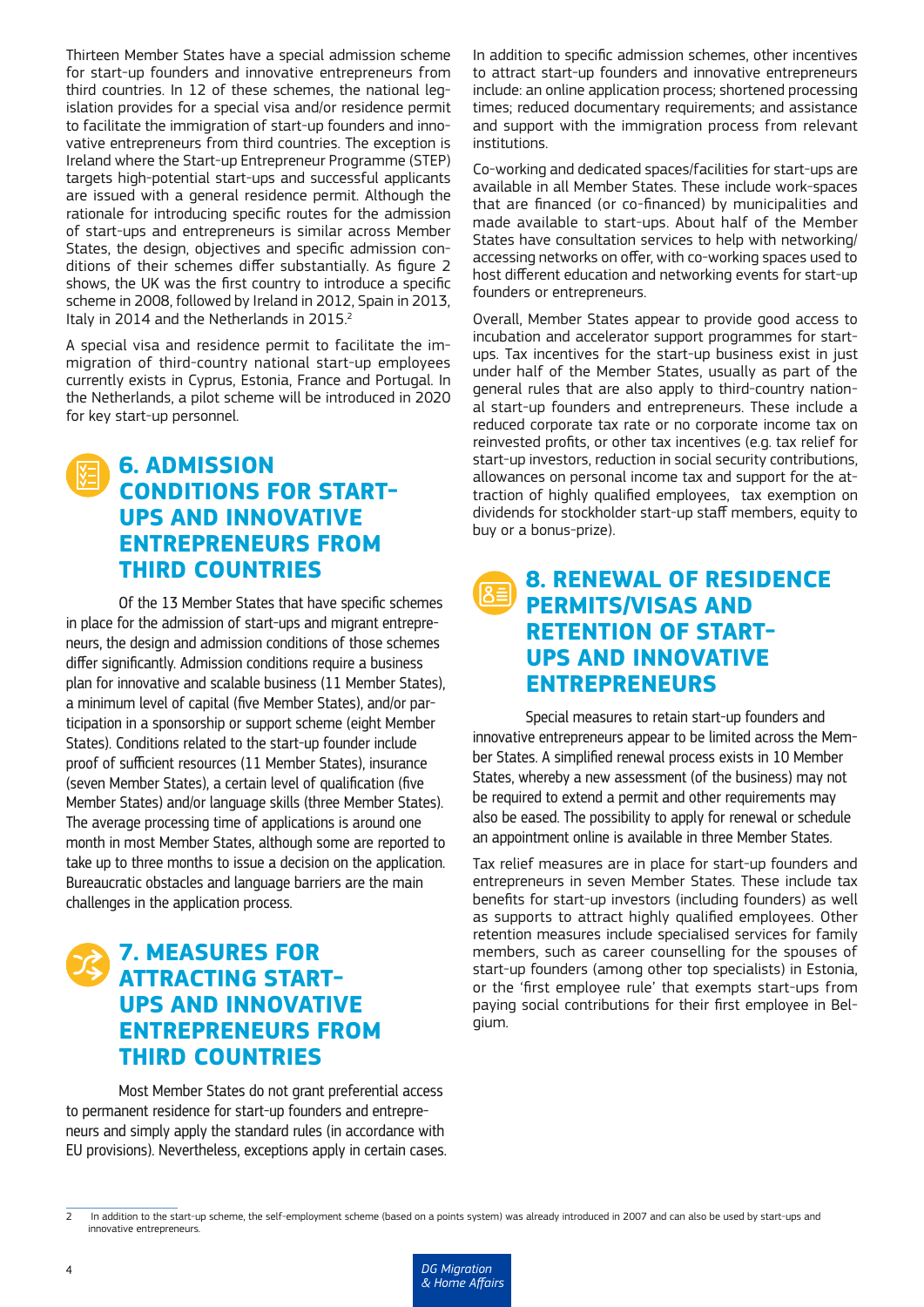Thirteen Member States have a special admission scheme for start-up founders and innovative entrepreneurs from third countries. In 12 of these schemes, the national legislation provides for a special visa and/or residence permit to facilitate the immigration of start-up founders and innovative entrepreneurs from third countries. The exception is Ireland where the Start-up Entrepreneur Programme (STEP) targets high-potential start-ups and successful applicants are issued with a general residence permit. Although the rationale for introducing specific routes for the admission of start-ups and entrepreneurs is similar across Member States, the design, objectives and specific admission conditions of their schemes differ substantially. As figure 2 shows, the UK was the first country to introduce a specific scheme in 2008, followed by Ireland in 2012, Spain in 2013, Italy in 2014 and the Netherlands in 2015.[2]

A special visa and residence permit to facilitate the immigration of third-country national start-up employees currently exists in Cyprus, Estonia, France and Portugal. In the Netherlands, a pilot scheme will be introduced in 2020 for key start-up personnel.

## 6. ADMISSION CONDITIONS FOR START-UPS AND INNOVATIVE ENTREPRENEURS FROM THIRD COUNTRIES

Of the 13 Member States that have specific schemes in place for the admission of start-ups and migrant entrepreneurs, the design and admission conditions of those schemes differ significantly. Admission conditions require a business plan for innovative and scalable business (11 Member States), a minimum level of capital (five Member States), and/or participation in a sponsorship or support scheme (eight Member States). Conditions related to the start-up founder include proof of sufficient resources (11 Member States), insurance (seven Member States), a certain level of qualification (five Member States) and/or language skills (three Member States). The average processing time of applications is around one month in most Member States, although some are reported to take up to three months to issue a decision on the application. Bureaucratic obstacles and language barriers are the main challenges in the application process.

## 7. MEASURES FOR ATTRACTING START-UPS AND INNOVATIVE ENTREPRENEURS FROM THIRD COUNTRIES

Most Member States do not grant preferential access to permanent residence for start-up founders and entrepreneurs and simply apply the standard rules (in accordance with EU provisions). Nevertheless, exceptions apply in certain cases.

In addition to specific admission schemes, other incentives to attract start-up founders and innovative entrepreneurs include: an online application process; shortened processing times; reduced documentary requirements; and assistance and support with the immigration process from relevant institutions.

Co-working and dedicated spaces/facilities for start-ups are available in all Member States. These include work-spaces that are financed (or co-financed) by municipalities and made available to start-ups. About half of the Member States have consultation services to help with networking/accessing networks on offer, with co-working spaces used to host different education and networking events for start-up founders or entrepreneurs.

Overall, Member States appear to provide good access to incubation and accelerator support programmes for start-ups. Tax incentives for the start-up business exist in just under half of the Member States, usually as part of the general rules that are also apply to third-country national start-up founders and entrepreneurs. These include a reduced corporate tax rate or no corporate income tax on reinvested profits, or other tax incentives (e.g. tax relief for start-up investors, reduction in social security contributions, allowances on personal income tax and support for the attraction of highly qualified employees, tax exemption on dividends for stockholder start-up staff members, equity to buy or a bonus-prize).

## 8. RENEWAL OF RESIDENCE PERMITS/VISAS AND RETENTION OF START-UPS AND INNOVATIVE ENTREPRENEURS

Special measures to retain start-up founders and innovative entrepreneurs appear to be limited across the Member States. A simplified renewal process exists in 10 Member States, whereby a new assessment (of the business) may not be required to extend a permit and other requirements may also be eased. The possibility to apply for renewal or schedule an appointment online is available in three Member States.

Tax relief measures are in place for start-up founders and entrepreneurs in seven Member States. These include tax benefits for start-up investors (including founders) as well as supports to attract highly qualified employees. Other retention measures include specialised services for family members, such as career counselling for the spouses of start-up founders (among other top specialists) in Estonia, or the 'first employee rule' that exempts start-ups from paying social contributions for their first employee in Belgium.

---

[2] In addition to the start-up scheme, the self-employment scheme (based on a points system) was already introduced in 2007 and can also be used by start-ups and innovative entrepreneurs.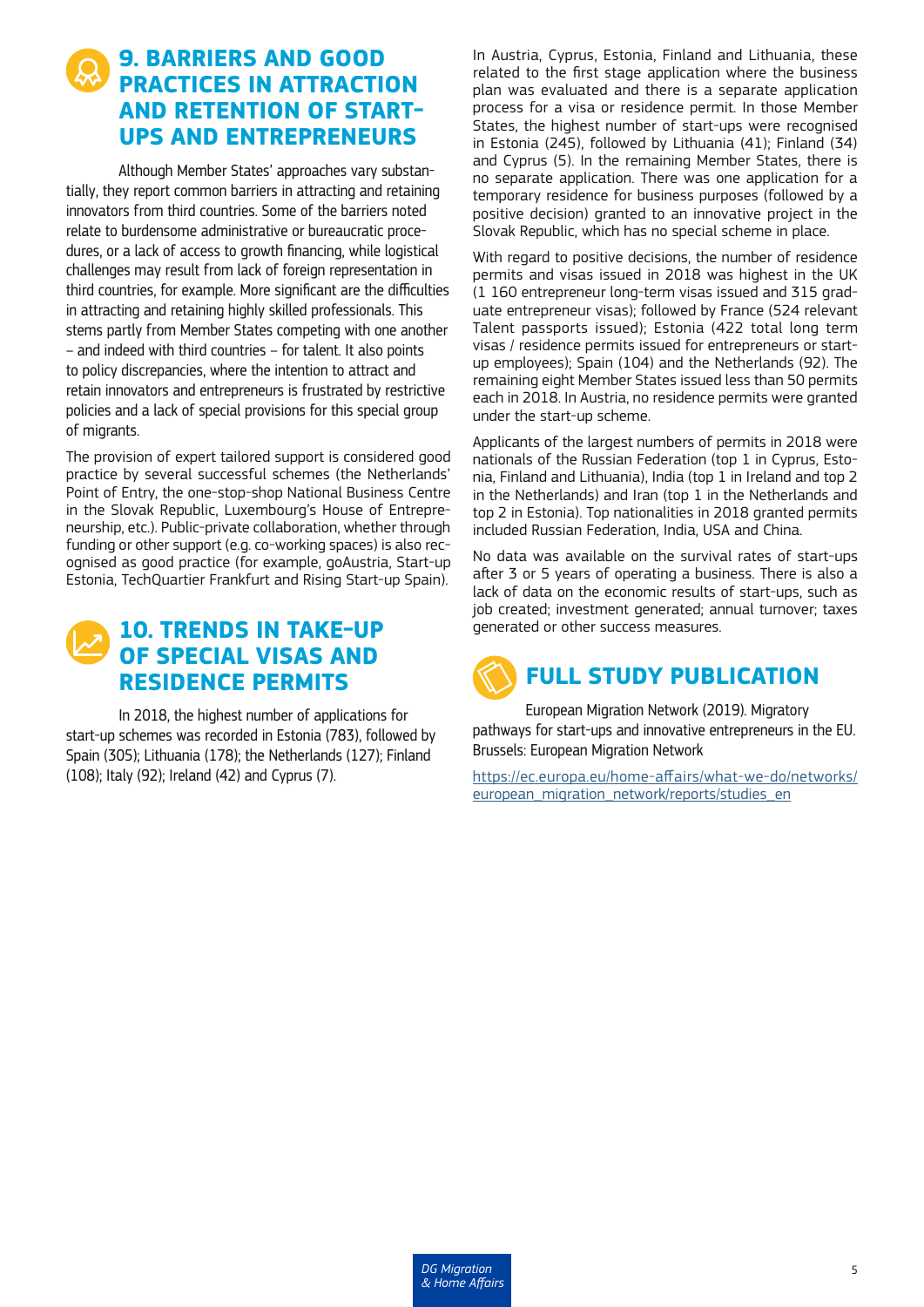## 9. BARRIERS AND GOOD PRACTICES IN ATTRACTION AND RETENTION OF START-UPS AND ENTREPRENEURS

Although Member States' approaches vary substantially, they report common barriers in attracting and retaining innovators from third countries. Some of the barriers noted relate to burdensome administrative or bureaucratic procedures, or a lack of access to growth financing, while logistical challenges may result from lack of foreign representation in third countries, for example. More significant are the difficulties in attracting and retaining highly skilled professionals. This stems partly from Member States competing with one another – and indeed with third countries – for talent. It also points to policy discrepancies, where the intention to attract and retain innovators and entrepreneurs is frustrated by restrictive policies and a lack of special provisions for this special group of migrants.

The provision of expert tailored support is considered good practice by several successful schemes (the Netherlands' Point of Entry, the one-stop-shop National Business Centre in the Slovak Republic, Luxembourg's House of Entrepreneurship, etc.). Public-private collaboration, whether through funding or other support (e.g. co-working spaces) is also recognised as good practice (for example, goAustria, Start-up Estonia, TechQuartier Frankfurt and Rising Start-up Spain).

## 10. TRENDS IN TAKE-UP OF SPECIAL VISAS AND RESIDENCE PERMITS

In 2018, the highest number of applications for start-up schemes was recorded in Estonia (783), followed by Spain (305); Lithuania (178); the Netherlands (127); Finland (108); Italy (92); Ireland (42) and Cyprus (7).

In Austria, Cyprus, Estonia, Finland and Lithuania, these related to the first stage application where the business plan was evaluated and there is a separate application process for a visa or residence permit. In those Member States, the highest number of start-ups were recognised in Estonia (245), followed by Lithuania (41); Finland (34) and Cyprus (5). In the remaining Member States, there is no separate application. There was one application for a temporary residence for business purposes (followed by a positive decision) granted to an innovative project in the Slovak Republic, which has no special scheme in place.

With regard to positive decisions, the number of residence permits and visas issued in 2018 was highest in the UK (1 160 entrepreneur long-term visas issued and 315 graduate entrepreneur visas); followed by France (524 relevant Talent passports issued); Estonia (422 total long term visas / residence permits issued for entrepreneurs or start-up employees); Spain (104) and the Netherlands (92). The remaining eight Member States issued less than 50 permits each in 2018. In Austria, no residence permits were granted under the start-up scheme.

Applicants of the largest numbers of permits in 2018 were nationals of the Russian Federation (top 1 in Cyprus, Estonia, Finland and Lithuania), India (top 1 in Ireland and top 2 in the Netherlands) and Iran (top 1 in the Netherlands and top 2 in Estonia). Top nationalities in 2018 granted permits included Russian Federation, India, USA and China.

No data was available on the survival rates of start-ups after 3 or 5 years of operating a business. There is also a lack of data on the economic results of start-ups, such as job created; investment generated; annual turnover; taxes generated or other success measures.

## FULL STUDY PUBLICATION

European Migration Network (2019). Migratory pathways for start-ups and innovative entrepreneurs in the EU. Brussels: European Migration Network

https://ec.europa.eu/home-affairs/what-we-do/networks/european_migration_network/reports/studies_en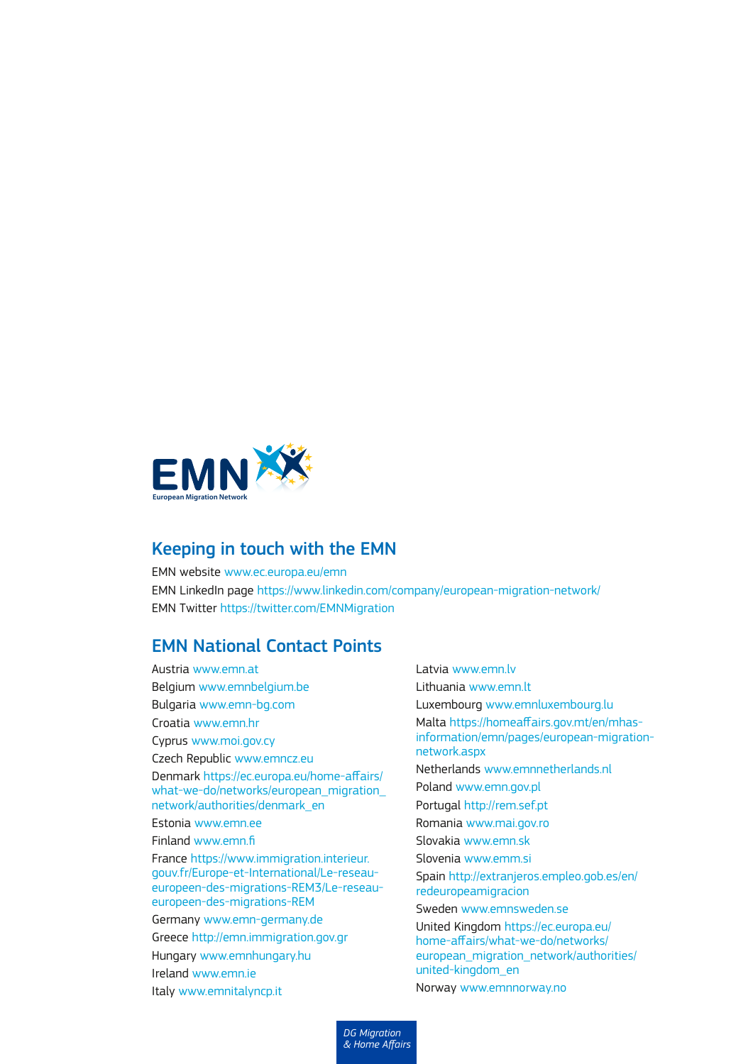EMN

European Migration Network

## Keeping in touch with the EMN

EMN website www.ec.europa.eu/emn
EMN LinkedIn page https://www.linkedin.com/company/european-migration-network/
EMN Twitter https://twitter.com/EMNMigration

## EMN National Contact Points

Austria www.emn.at
Belgium www.emnbelgium.be
Bulgaria www.emn-bg.com
Croatia www.emn.hr
Cyprus www.moi.gov.cy
Czech Republic www.emncz.eu
Denmark https://ec.europa.eu/home-affairs/what-we-do/networks/european_migration_network/authorities/denmark_en
Estonia www.emn.ee
Finland www.emn.fi
France https://www.immigration.interieur.gouv.fr/Europe-et-International/Le-reseau-europeen-des-migrations-REM3/Le-reseau-europeen-des-migrations-REM
Germany www.emn-germany.de
Greece http://emn.immigration.gov.gr
Hungary www.emnhungary.hu
Ireland www.emn.ie
Italy www.emnitalyncp.it
Latvia www.emn.lv
Lithuania www.emn.lt
Luxembourg www.emnluxembourg.lu
Malta https://homeaffairs.gov.mt/en/mhas-information/emn/pages/european-migration-network.aspx
Netherlands www.emnnetherlands.nl
Poland www.emn.gov.pl
Portugal http://rem.sef.pt
Romania www.mai.gov.ro
Slovakia www.emn.sk
Slovenia www.emm.si
Spain http://extranjeros.empleo.gob.es/en/redeuropeamigracion
Sweden www.emnsweden.se
United Kingdom https://ec.europa.eu/home-affairs/what-we-do/networks/european_migration_network/authorities/united-kingdom_en
Norway www.emnnorway.no

*DG Migration & Home Affairs*